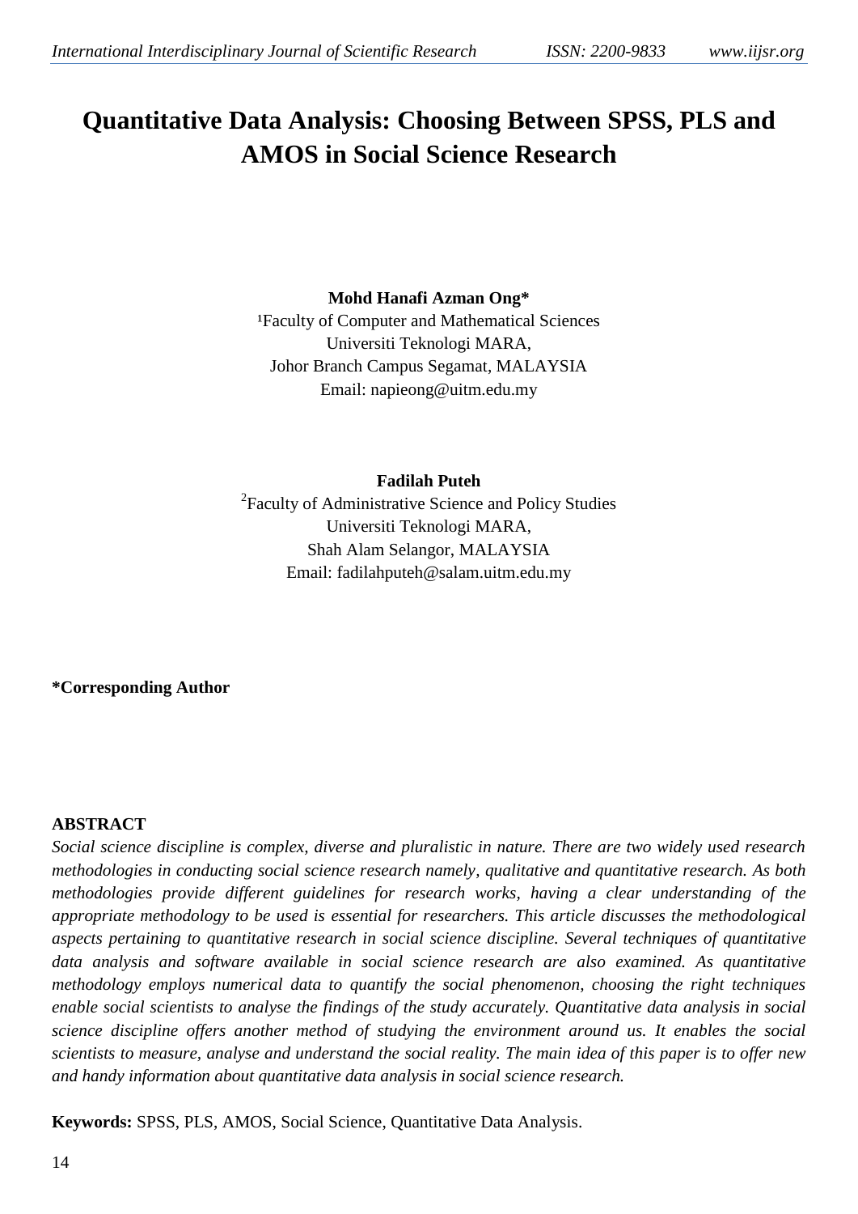# Quantitative Data Analysis: Choosing Between SPSS, PLS and AMOS in Social Science Research

**Mohd Hanafi Azman Ong***
[1]Faculty of Computer and Mathematical Sciences
Universiti Teknologi MARA,
Johor Branch Campus Segamat, MALAYSIA
Email: napieong@uitm.edu.my

**Fadilah Puteh**
[2]Faculty of Administrative Science and Policy Studies
Universiti Teknologi MARA,
Shah Alam Selangor, MALAYSIA
Email: fadilahputeh@salam.uitm.edu.my

***Corresponding Author**

## ABSTRACT

*Social science discipline is complex, diverse and pluralistic in nature. There are two widely used research methodologies in conducting social science research namely, qualitative and quantitative research. As both methodologies provide different guidelines for research works, having a clear understanding of the appropriate methodology to be used is essential for researchers. This article discusses the methodological aspects pertaining to quantitative research in social science discipline. Several techniques of quantitative data analysis and software available in social science research are also examined. As quantitative methodology employs numerical data to quantify the social phenomenon, choosing the right techniques enable social scientists to analyse the findings of the study accurately. Quantitative data analysis in social science discipline offers another method of studying the environment around us. It enables the social scientists to measure, analyse and understand the social reality. The main idea of this paper is to offer new and handy information about quantitative data analysis in social science research.*

**Keywords:** SPSS, PLS, AMOS, Social Science, Quantitative Data Analysis.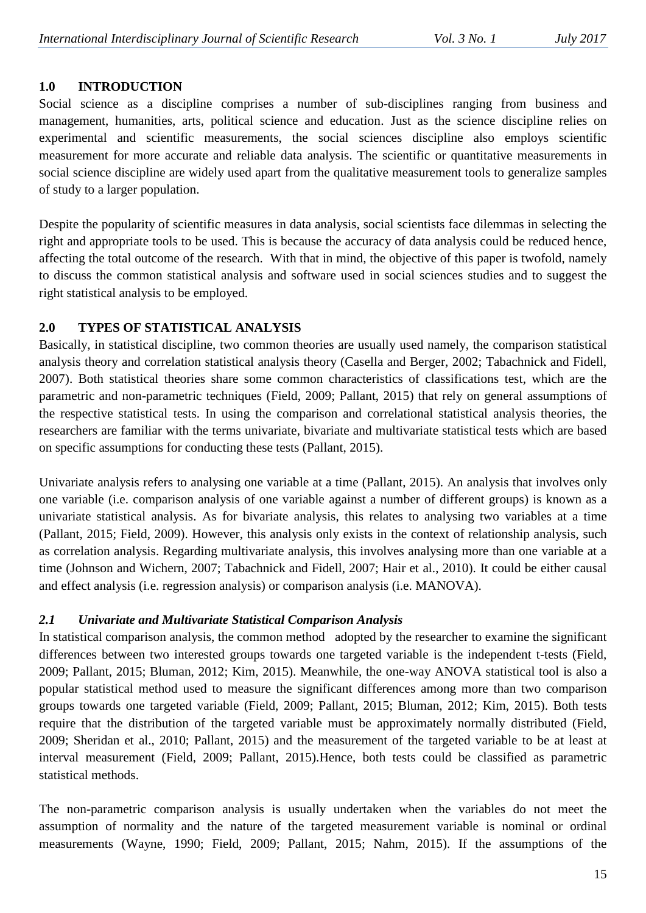## 1.0 INTRODUCTION

Social science as a discipline comprises a number of sub-disciplines ranging from business and management, humanities, arts, political science and education. Just as the science discipline relies on experimental and scientific measurements, the social sciences discipline also employs scientific measurement for more accurate and reliable data analysis. The scientific or quantitative measurements in social science discipline are widely used apart from the qualitative measurement tools to generalize samples of study to a larger population.

Despite the popularity of scientific measures in data analysis, social scientists face dilemmas in selecting the right and appropriate tools to be used. This is because the accuracy of data analysis could be reduced hence, affecting the total outcome of the research. With that in mind, the objective of this paper is twofold, namely to discuss the common statistical analysis and software used in social sciences studies and to suggest the right statistical analysis to be employed.

## 2.0 TYPES OF STATISTICAL ANALYSIS

Basically, in statistical discipline, two common theories are usually used namely, the comparison statistical analysis theory and correlation statistical analysis theory (Casella and Berger, 2002; Tabachnick and Fidell, 2007). Both statistical theories share some common characteristics of classifications test, which are the parametric and non-parametric techniques (Field, 2009; Pallant, 2015) that rely on general assumptions of the respective statistical tests. In using the comparison and correlational statistical analysis theories, the researchers are familiar with the terms univariate, bivariate and multivariate statistical tests which are based on specific assumptions for conducting these tests (Pallant, 2015).

Univariate analysis refers to analysing one variable at a time (Pallant, 2015). An analysis that involves only one variable (i.e. comparison analysis of one variable against a number of different groups) is known as a univariate statistical analysis. As for bivariate analysis, this relates to analysing two variables at a time (Pallant, 2015; Field, 2009). However, this analysis only exists in the context of relationship analysis, such as correlation analysis. Regarding multivariate analysis, this involves analysing more than one variable at a time (Johnson and Wichern, 2007; Tabachnick and Fidell, 2007; Hair et al., 2010). It could be either causal and effect analysis (i.e. regression analysis) or comparison analysis (i.e. MANOVA).

### *2.1 Univariate and Multivariate Statistical Comparison Analysis*

In statistical comparison analysis, the common method adopted by the researcher to examine the significant differences between two interested groups towards one targeted variable is the independent t-tests (Field, 2009; Pallant, 2015; Bluman, 2012; Kim, 2015). Meanwhile, the one-way ANOVA statistical tool is also a popular statistical method used to measure the significant differences among more than two comparison groups towards one targeted variable (Field, 2009; Pallant, 2015; Bluman, 2012; Kim, 2015). Both tests require that the distribution of the targeted variable must be approximately normally distributed (Field, 2009; Sheridan et al., 2010; Pallant, 2015) and the measurement of the targeted variable to be at least at interval measurement (Field, 2009; Pallant, 2015).Hence, both tests could be classified as parametric statistical methods.

The non-parametric comparison analysis is usually undertaken when the variables do not meet the assumption of normality and the nature of the targeted measurement variable is nominal or ordinal measurements (Wayne, 1990; Field, 2009; Pallant, 2015; Nahm, 2015). If the assumptions of the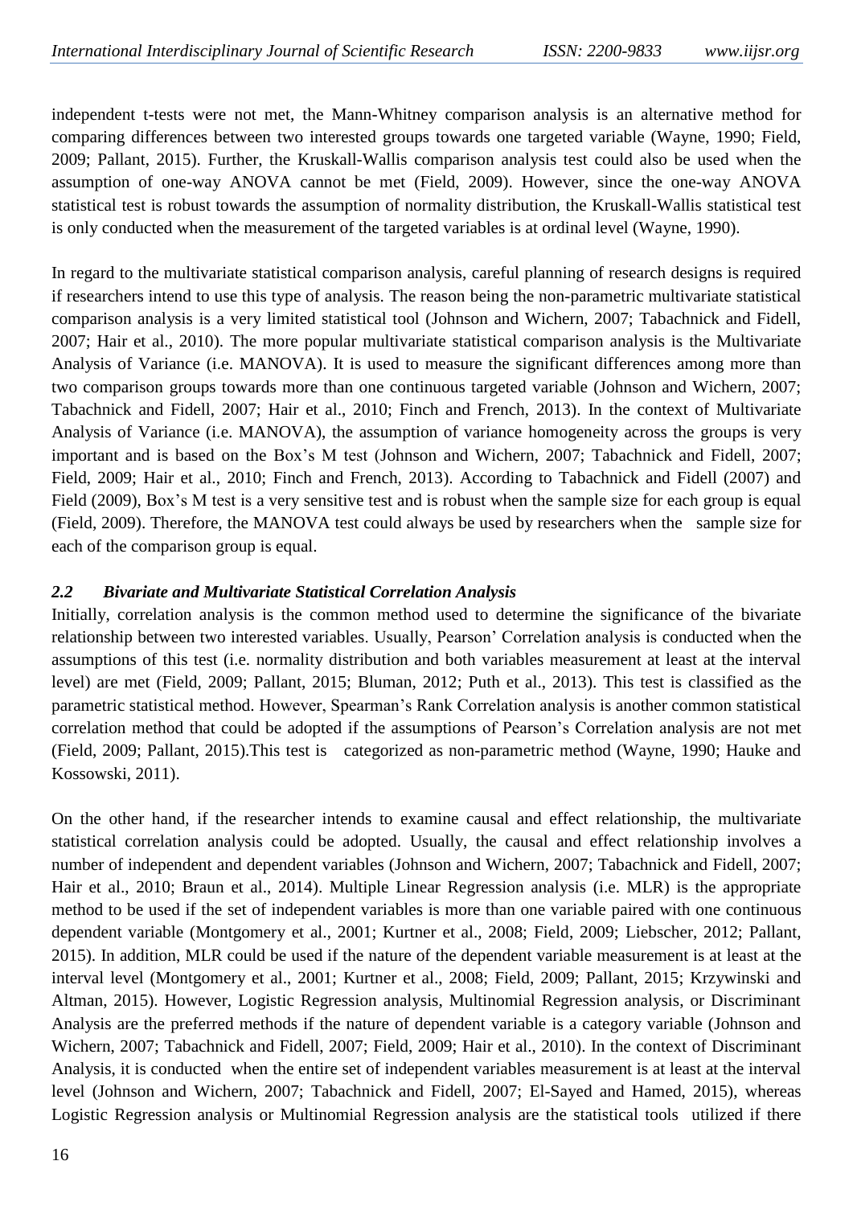independent t-tests were not met, the Mann-Whitney comparison analysis is an alternative method for comparing differences between two interested groups towards one targeted variable (Wayne, 1990; Field, 2009; Pallant, 2015). Further, the Kruskall-Wallis comparison analysis test could also be used when the assumption of one-way ANOVA cannot be met (Field, 2009). However, since the one-way ANOVA statistical test is robust towards the assumption of normality distribution, the Kruskall-Wallis statistical test is only conducted when the measurement of the targeted variables is at ordinal level (Wayne, 1990).

In regard to the multivariate statistical comparison analysis, careful planning of research designs is required if researchers intend to use this type of analysis. The reason being the non-parametric multivariate statistical comparison analysis is a very limited statistical tool (Johnson and Wichern, 2007; Tabachnick and Fidell, 2007; Hair et al., 2010). The more popular multivariate statistical comparison analysis is the Multivariate Analysis of Variance (i.e. MANOVA). It is used to measure the significant differences among more than two comparison groups towards more than one continuous targeted variable (Johnson and Wichern, 2007; Tabachnick and Fidell, 2007; Hair et al., 2010; Finch and French, 2013). In the context of Multivariate Analysis of Variance (i.e. MANOVA), the assumption of variance homogeneity across the groups is very important and is based on the Box's M test (Johnson and Wichern, 2007; Tabachnick and Fidell, 2007; Field, 2009; Hair et al., 2010; Finch and French, 2013). According to Tabachnick and Fidell (2007) and Field (2009), Box's M test is a very sensitive test and is robust when the sample size for each group is equal (Field, 2009). Therefore, the MANOVA test could always be used by researchers when the sample size for each of the comparison group is equal.

### *2.2 Bivariate and Multivariate Statistical Correlation Analysis*

Initially, correlation analysis is the common method used to determine the significance of the bivariate relationship between two interested variables. Usually, Pearson' Correlation analysis is conducted when the assumptions of this test (i.e. normality distribution and both variables measurement at least at the interval level) are met (Field, 2009; Pallant, 2015; Bluman, 2012; Puth et al., 2013). This test is classified as the parametric statistical method. However, Spearman's Rank Correlation analysis is another common statistical correlation method that could be adopted if the assumptions of Pearson's Correlation analysis are not met (Field, 2009; Pallant, 2015).This test is categorized as non-parametric method (Wayne, 1990; Hauke and Kossowski, 2011).

On the other hand, if the researcher intends to examine causal and effect relationship, the multivariate statistical correlation analysis could be adopted. Usually, the causal and effect relationship involves a number of independent and dependent variables (Johnson and Wichern, 2007; Tabachnick and Fidell, 2007; Hair et al., 2010; Braun et al., 2014). Multiple Linear Regression analysis (i.e. MLR) is the appropriate method to be used if the set of independent variables is more than one variable paired with one continuous dependent variable (Montgomery et al., 2001; Kurtner et al., 2008; Field, 2009; Liebscher, 2012; Pallant, 2015). In addition, MLR could be used if the nature of the dependent variable measurement is at least at the interval level (Montgomery et al., 2001; Kurtner et al., 2008; Field, 2009; Pallant, 2015; Krzywinski and Altman, 2015). However, Logistic Regression analysis, Multinomial Regression analysis, or Discriminant Analysis are the preferred methods if the nature of dependent variable is a category variable (Johnson and Wichern, 2007; Tabachnick and Fidell, 2007; Field, 2009; Hair et al., 2010). In the context of Discriminant Analysis, it is conducted when the entire set of independent variables measurement is at least at the interval level (Johnson and Wichern, 2007; Tabachnick and Fidell, 2007; El-Sayed and Hamed, 2015), whereas Logistic Regression analysis or Multinomial Regression analysis are the statistical tools utilized if there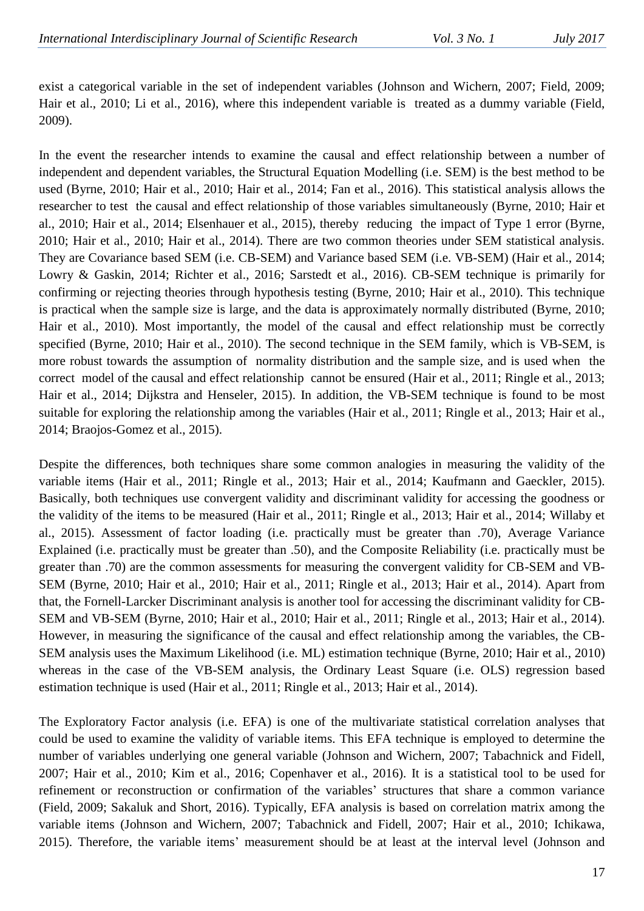exist a categorical variable in the set of independent variables (Johnson and Wichern, 2007; Field, 2009; Hair et al., 2010; Li et al., 2016), where this independent variable is treated as a dummy variable (Field, 2009).

In the event the researcher intends to examine the causal and effect relationship between a number of independent and dependent variables, the Structural Equation Modelling (i.e. SEM) is the best method to be used (Byrne, 2010; Hair et al., 2010; Hair et al., 2014; Fan et al., 2016). This statistical analysis allows the researcher to test the causal and effect relationship of those variables simultaneously (Byrne, 2010; Hair et al., 2010; Hair et al., 2014; Elsenhauer et al., 2015), thereby reducing the impact of Type 1 error (Byrne, 2010; Hair et al., 2010; Hair et al., 2014). There are two common theories under SEM statistical analysis. They are Covariance based SEM (i.e. CB-SEM) and Variance based SEM (i.e. VB-SEM) (Hair et al., 2014; Lowry & Gaskin, 2014; Richter et al., 2016; Sarstedt et al., 2016). CB-SEM technique is primarily for confirming or rejecting theories through hypothesis testing (Byrne, 2010; Hair et al., 2010). This technique is practical when the sample size is large, and the data is approximately normally distributed (Byrne, 2010; Hair et al., 2010). Most importantly, the model of the causal and effect relationship must be correctly specified (Byrne, 2010; Hair et al., 2010). The second technique in the SEM family, which is VB-SEM, is more robust towards the assumption of normality distribution and the sample size, and is used when the correct model of the causal and effect relationship cannot be ensured (Hair et al., 2011; Ringle et al., 2013; Hair et al., 2014; Dijkstra and Henseler, 2015). In addition, the VB-SEM technique is found to be most suitable for exploring the relationship among the variables (Hair et al., 2011; Ringle et al., 2013; Hair et al., 2014; Braojos-Gomez et al., 2015).

Despite the differences, both techniques share some common analogies in measuring the validity of the variable items (Hair et al., 2011; Ringle et al., 2013; Hair et al., 2014; Kaufmann and Gaeckler, 2015). Basically, both techniques use convergent validity and discriminant validity for accessing the goodness or the validity of the items to be measured (Hair et al., 2011; Ringle et al., 2013; Hair et al., 2014; Willaby et al., 2015). Assessment of factor loading (i.e. practically must be greater than .70), Average Variance Explained (i.e. practically must be greater than .50), and the Composite Reliability (i.e. practically must be greater than .70) are the common assessments for measuring the convergent validity for CB-SEM and VB-SEM (Byrne, 2010; Hair et al., 2010; Hair et al., 2011; Ringle et al., 2013; Hair et al., 2014). Apart from that, the Fornell-Larcker Discriminant analysis is another tool for accessing the discriminant validity for CB-SEM and VB-SEM (Byrne, 2010; Hair et al., 2010; Hair et al., 2011; Ringle et al., 2013; Hair et al., 2014). However, in measuring the significance of the causal and effect relationship among the variables, the CB-SEM analysis uses the Maximum Likelihood (i.e. ML) estimation technique (Byrne, 2010; Hair et al., 2010) whereas in the case of the VB-SEM analysis, the Ordinary Least Square (i.e. OLS) regression based estimation technique is used (Hair et al., 2011; Ringle et al., 2013; Hair et al., 2014).

The Exploratory Factor analysis (i.e. EFA) is one of the multivariate statistical correlation analyses that could be used to examine the validity of variable items. This EFA technique is employed to determine the number of variables underlying one general variable (Johnson and Wichern, 2007; Tabachnick and Fidell, 2007; Hair et al., 2010; Kim et al., 2016; Copenhaver et al., 2016). It is a statistical tool to be used for refinement or reconstruction or confirmation of the variables' structures that share a common variance (Field, 2009; Sakaluk and Short, 2016). Typically, EFA analysis is based on correlation matrix among the variable items (Johnson and Wichern, 2007; Tabachnick and Fidell, 2007; Hair et al., 2010; Ichikawa, 2015). Therefore, the variable items' measurement should be at least at the interval level (Johnson and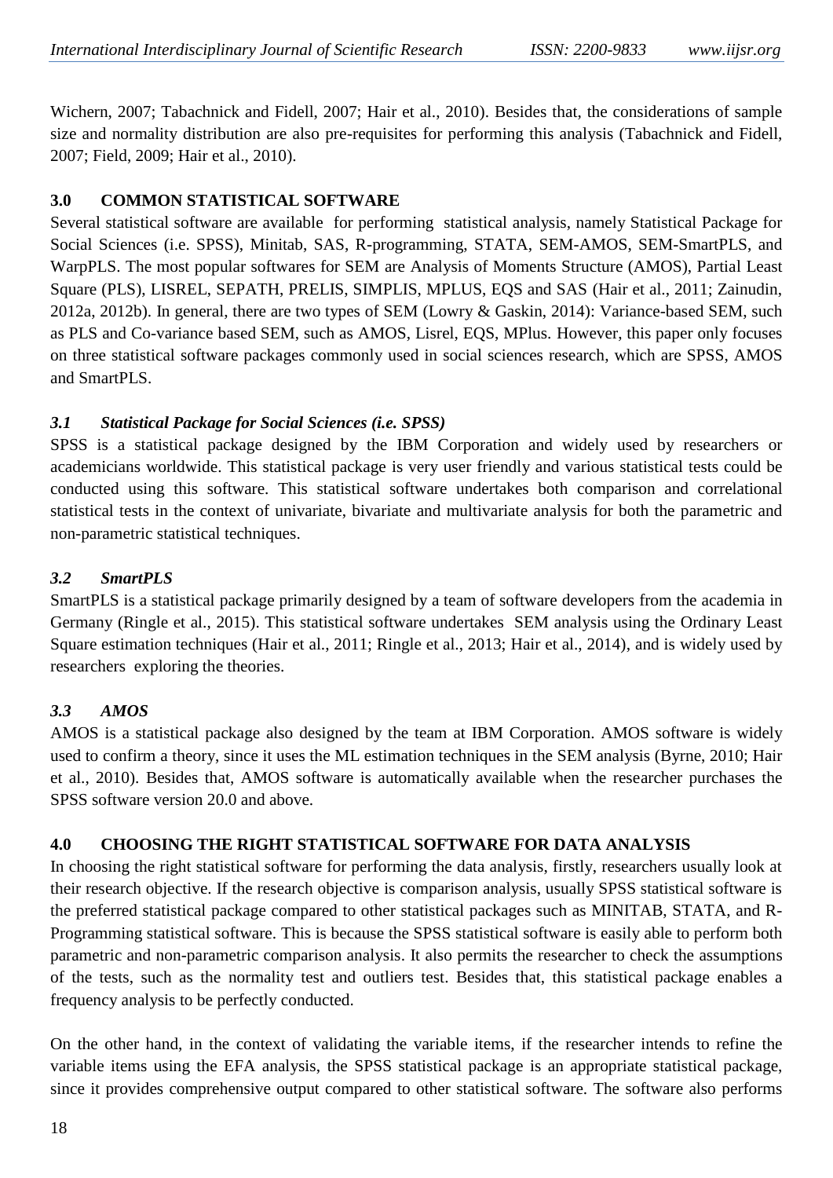Wichern, 2007; Tabachnick and Fidell, 2007; Hair et al., 2010). Besides that, the considerations of sample size and normality distribution are also pre-requisites for performing this analysis (Tabachnick and Fidell, 2007; Field, 2009; Hair et al., 2010).

## 3.0 COMMON STATISTICAL SOFTWARE

Several statistical software are available for performing statistical analysis, namely Statistical Package for Social Sciences (i.e. SPSS), Minitab, SAS, R-programming, STATA, SEM-AMOS, SEM-SmartPLS, and WarpPLS. The most popular softwares for SEM are Analysis of Moments Structure (AMOS), Partial Least Square (PLS), LISREL, SEPATH, PRELIS, SIMPLIS, MPLUS, EQS and SAS (Hair et al., 2011; Zainudin, 2012a, 2012b). In general, there are two types of SEM (Lowry & Gaskin, 2014): Variance-based SEM, such as PLS and Co-variance based SEM, such as AMOS, Lisrel, EQS, MPlus. However, this paper only focuses on three statistical software packages commonly used in social sciences research, which are SPSS, AMOS and SmartPLS.

### *3.1 Statistical Package for Social Sciences (i.e. SPSS)*

SPSS is a statistical package designed by the IBM Corporation and widely used by researchers or academicians worldwide. This statistical package is very user friendly and various statistical tests could be conducted using this software. This statistical software undertakes both comparison and correlational statistical tests in the context of univariate, bivariate and multivariate analysis for both the parametric and non-parametric statistical techniques.

### *3.2 SmartPLS*

SmartPLS is a statistical package primarily designed by a team of software developers from the academia in Germany (Ringle et al., 2015). This statistical software undertakes SEM analysis using the Ordinary Least Square estimation techniques (Hair et al., 2011; Ringle et al., 2013; Hair et al., 2014), and is widely used by researchers exploring the theories.

### *3.3 AMOS*

AMOS is a statistical package also designed by the team at IBM Corporation. AMOS software is widely used to confirm a theory, since it uses the ML estimation techniques in the SEM analysis (Byrne, 2010; Hair et al., 2010). Besides that, AMOS software is automatically available when the researcher purchases the SPSS software version 20.0 and above.

## 4.0 CHOOSING THE RIGHT STATISTICAL SOFTWARE FOR DATA ANALYSIS

In choosing the right statistical software for performing the data analysis, firstly, researchers usually look at their research objective. If the research objective is comparison analysis, usually SPSS statistical software is the preferred statistical package compared to other statistical packages such as MINITAB, STATA, and R-Programming statistical software. This is because the SPSS statistical software is easily able to perform both parametric and non-parametric comparison analysis. It also permits the researcher to check the assumptions of the tests, such as the normality test and outliers test. Besides that, this statistical package enables a frequency analysis to be perfectly conducted.

On the other hand, in the context of validating the variable items, if the researcher intends to refine the variable items using the EFA analysis, the SPSS statistical package is an appropriate statistical package, since it provides comprehensive output compared to other statistical software. The software also performs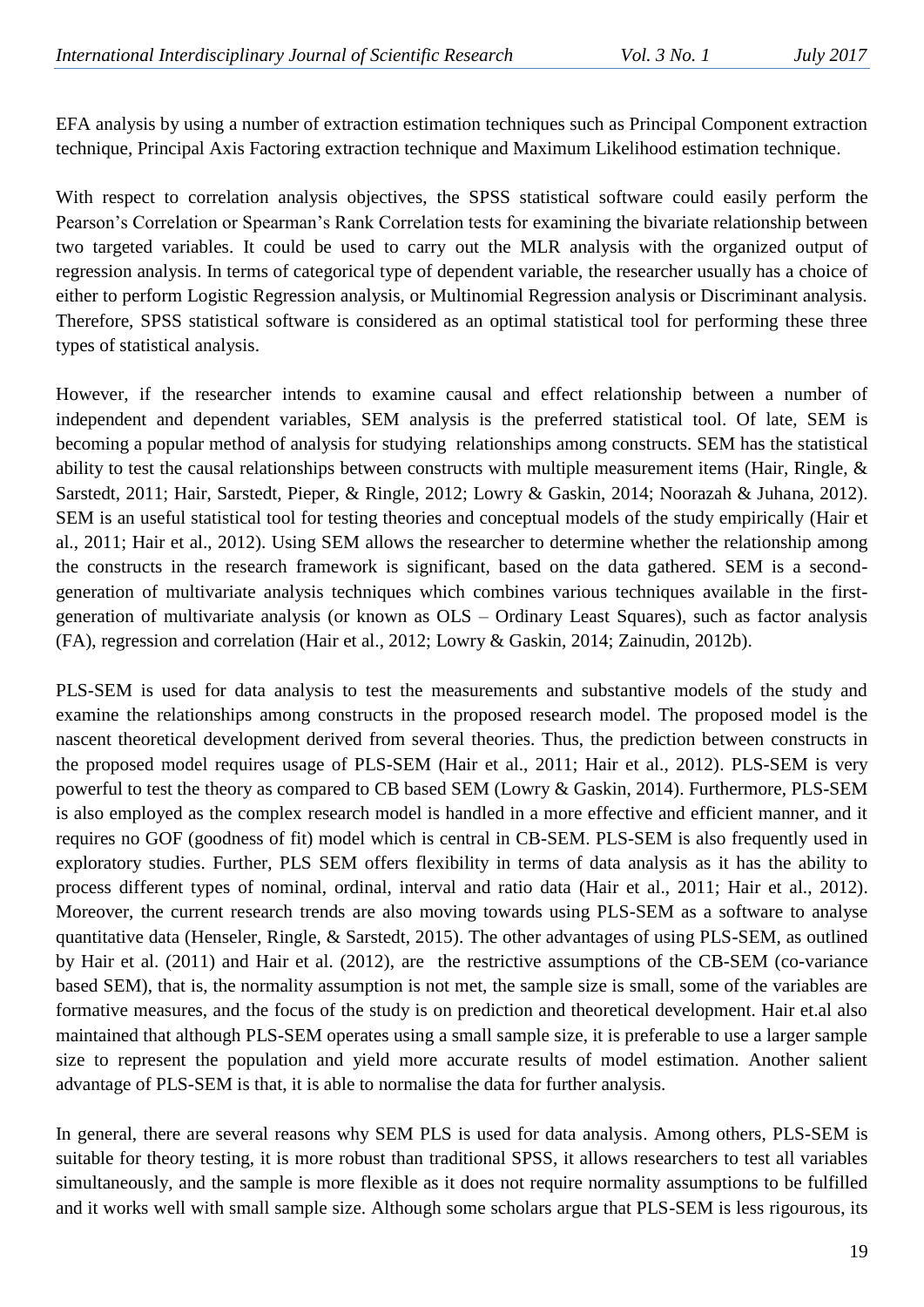EFA analysis by using a number of extraction estimation techniques such as Principal Component extraction technique, Principal Axis Factoring extraction technique and Maximum Likelihood estimation technique.

With respect to correlation analysis objectives, the SPSS statistical software could easily perform the Pearson's Correlation or Spearman's Rank Correlation tests for examining the bivariate relationship between two targeted variables. It could be used to carry out the MLR analysis with the organized output of regression analysis. In terms of categorical type of dependent variable, the researcher usually has a choice of either to perform Logistic Regression analysis, or Multinomial Regression analysis or Discriminant analysis. Therefore, SPSS statistical software is considered as an optimal statistical tool for performing these three types of statistical analysis.

However, if the researcher intends to examine causal and effect relationship between a number of independent and dependent variables, SEM analysis is the preferred statistical tool. Of late, SEM is becoming a popular method of analysis for studying relationships among constructs. SEM has the statistical ability to test the causal relationships between constructs with multiple measurement items (Hair, Ringle, & Sarstedt, 2011; Hair, Sarstedt, Pieper, & Ringle, 2012; Lowry & Gaskin, 2014; Noorazah & Juhana, 2012). SEM is an useful statistical tool for testing theories and conceptual models of the study empirically (Hair et al., 2011; Hair et al., 2012). Using SEM allows the researcher to determine whether the relationship among the constructs in the research framework is significant, based on the data gathered. SEM is a second-generation of multivariate analysis techniques which combines various techniques available in the first-generation of multivariate analysis (or known as OLS – Ordinary Least Squares), such as factor analysis (FA), regression and correlation (Hair et al., 2012; Lowry & Gaskin, 2014; Zainudin, 2012b).

PLS-SEM is used for data analysis to test the measurements and substantive models of the study and examine the relationships among constructs in the proposed research model. The proposed model is the nascent theoretical development derived from several theories. Thus, the prediction between constructs in the proposed model requires usage of PLS-SEM (Hair et al., 2011; Hair et al., 2012). PLS-SEM is very powerful to test the theory as compared to CB based SEM (Lowry & Gaskin, 2014). Furthermore, PLS-SEM is also employed as the complex research model is handled in a more effective and efficient manner, and it requires no GOF (goodness of fit) model which is central in CB-SEM. PLS-SEM is also frequently used in exploratory studies. Further, PLS SEM offers flexibility in terms of data analysis as it has the ability to process different types of nominal, ordinal, interval and ratio data (Hair et al., 2011; Hair et al., 2012). Moreover, the current research trends are also moving towards using PLS-SEM as a software to analyse quantitative data (Henseler, Ringle, & Sarstedt, 2015). The other advantages of using PLS-SEM, as outlined by Hair et al. (2011) and Hair et al. (2012), are the restrictive assumptions of the CB-SEM (co-variance based SEM), that is, the normality assumption is not met, the sample size is small, some of the variables are formative measures, and the focus of the study is on prediction and theoretical development. Hair et.al also maintained that although PLS-SEM operates using a small sample size, it is preferable to use a larger sample size to represent the population and yield more accurate results of model estimation. Another salient advantage of PLS-SEM is that, it is able to normalise the data for further analysis.

In general, there are several reasons why SEM PLS is used for data analysis. Among others, PLS-SEM is suitable for theory testing, it is more robust than traditional SPSS, it allows researchers to test all variables simultaneously, and the sample is more flexible as it does not require normality assumptions to be fulfilled and it works well with small sample size. Although some scholars argue that PLS-SEM is less rigourous, its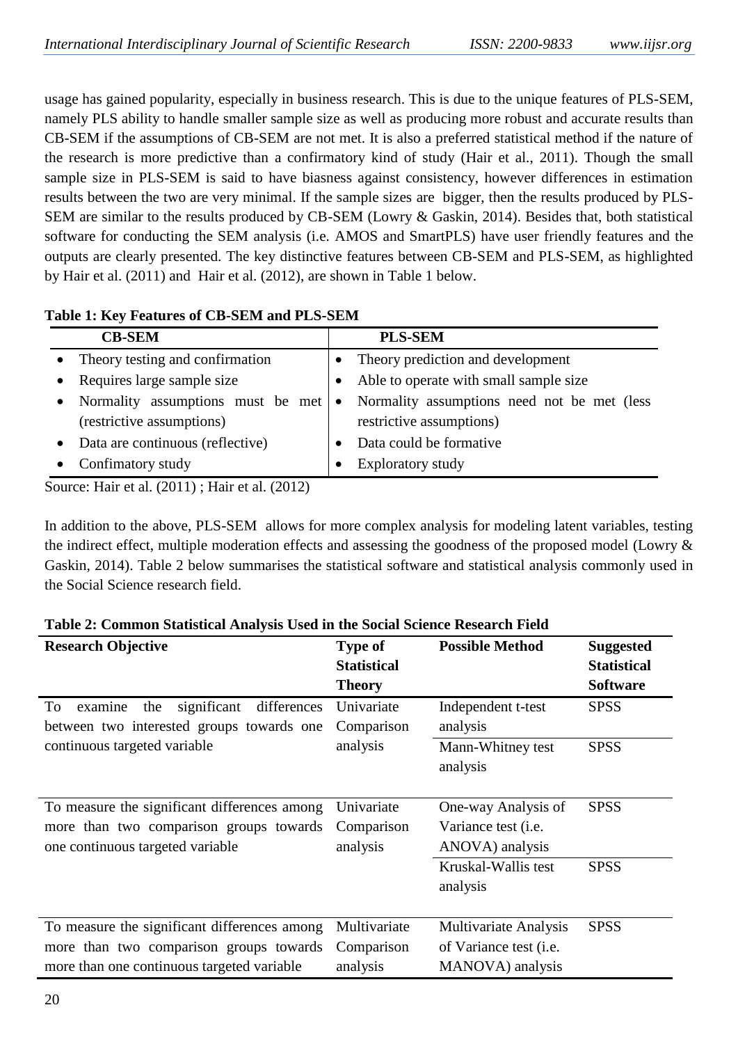usage has gained popularity, especially in business research. This is due to the unique features of PLS-SEM, namely PLS ability to handle smaller sample size as well as producing more robust and accurate results than CB-SEM if the assumptions of CB-SEM are not met. It is also a preferred statistical method if the nature of the research is more predictive than a confirmatory kind of study (Hair et al., 2011). Though the small sample size in PLS-SEM is said to have biasness against consistency, however differences in estimation results between the two are very minimal. If the sample sizes are bigger, then the results produced by PLS-SEM are similar to the results produced by CB-SEM (Lowry & Gaskin, 2014). Besides that, both statistical software for conducting the SEM analysis (i.e. AMOS and SmartPLS) have user friendly features and the outputs are clearly presented. The key distinctive features between CB-SEM and PLS-SEM, as highlighted by Hair et al. (2011) and Hair et al. (2012), are shown in Table 1 below.

**Table 1: Key Features of CB-SEM and PLS-SEM**

| CB-SEM | PLS-SEM |
|---|---|
| • Theory testing and confirmation | • Theory prediction and development |
| • Requires large sample size | • Able to operate with small sample size |
| • Normality assumptions must be met (restrictive assumptions) | • Normality assumptions need not be met (less restrictive assumptions) |
| • Data are continuous (reflective) | • Data could be formative |
| • Confimatory study | • Exploratory study |

Source: Hair et al. (2011) ; Hair et al. (2012)

In addition to the above, PLS-SEM allows for more complex analysis for modeling latent variables, testing the indirect effect, multiple moderation effects and assessing the goodness of the proposed model (Lowry & Gaskin, 2014). Table 2 below summarises the statistical software and statistical analysis commonly used in the Social Science research field.

**Table 2: Common Statistical Analysis Used in the Social Science Research Field**

| Research Objective | Type of Statistical Theory | Possible Method | Suggested Statistical Software |
|---|---|---|---|
| To examine the significant differences between two interested groups towards one continuous targeted variable | Univariate Comparison analysis | Independent t-test analysis | SPSS |
| | | Mann-Whitney test analysis | SPSS |
| To measure the significant differences among more than two comparison groups towards one continuous targeted variable | Univariate Comparison analysis | One-way Analysis of Variance test (i.e. ANOVA) analysis | SPSS |
| | | Kruskal-Wallis test analysis | SPSS |
| To measure the significant differences among more than two comparison groups towards more than one continuous targeted variable | Multivariate Comparison analysis | Multivariate Analysis of Variance test (i.e. MANOVA) analysis | SPSS |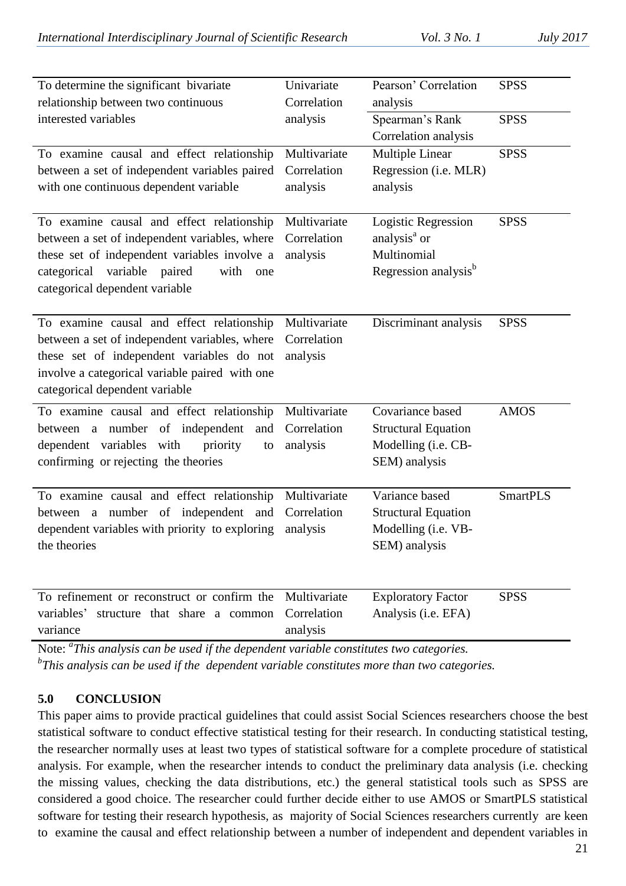| | | | |
|---|---|---|---|
| To determine the significant bivariate relationship between two continuous interested variables | Univariate Correlation analysis | Pearson' Correlation analysis | SPSS |
| | | Spearman's Rank Correlation analysis | SPSS |
| To examine causal and effect relationship between a set of independent variables paired with one continuous dependent variable | Multivariate Correlation analysis | Multiple Linear Regression (i.e. MLR) analysis | SPSS |
| To examine causal and effect relationship between a set of independent variables, where these set of independent variables involve a categorical variable paired with one categorical dependent variable | Multivariate Correlation analysis | Logistic Regression analysis[a] or Multinomial Regression analysis[b] | SPSS |
| To examine causal and effect relationship between a set of independent variables, where these set of independent variables do not involve a categorical variable paired with one categorical dependent variable | Multivariate Correlation analysis | Discriminant analysis | SPSS |
| To examine causal and effect relationship between a number of independent and dependent variables with priority to confirming or rejecting the theories | Multivariate Correlation analysis | Covariance based Structural Equation Modelling (i.e. CB-SEM) analysis | AMOS |
| To examine causal and effect relationship between a number of independent and dependent variables with priority to exploring the theories | Multivariate Correlation analysis | Variance based Structural Equation Modelling (i.e. VB-SEM) analysis | SmartPLS |
| To refinement or reconstruct or confirm the variables' structure that share a common variance | Multivariate Correlation analysis | Exploratory Factor Analysis (i.e. EFA) | SPSS |

Note: [a]*This analysis can be used if the dependent variable constitutes two categories.*
[b]*This analysis can be used if the dependent variable constitutes more than two categories.*

## 5.0 CONCLUSION

This paper aims to provide practical guidelines that could assist Social Sciences researchers choose the best statistical software to conduct effective statistical testing for their research. In conducting statistical testing, the researcher normally uses at least two types of statistical software for a complete procedure of statistical analysis. For example, when the researcher intends to conduct the preliminary data analysis (i.e. checking the missing values, checking the data distributions, etc.) the general statistical tools such as SPSS are considered a good choice. The researcher could further decide either to use AMOS or SmartPLS statistical software for testing their research hypothesis, as majority of Social Sciences researchers currently are keen to examine the causal and effect relationship between a number of independent and dependent variables in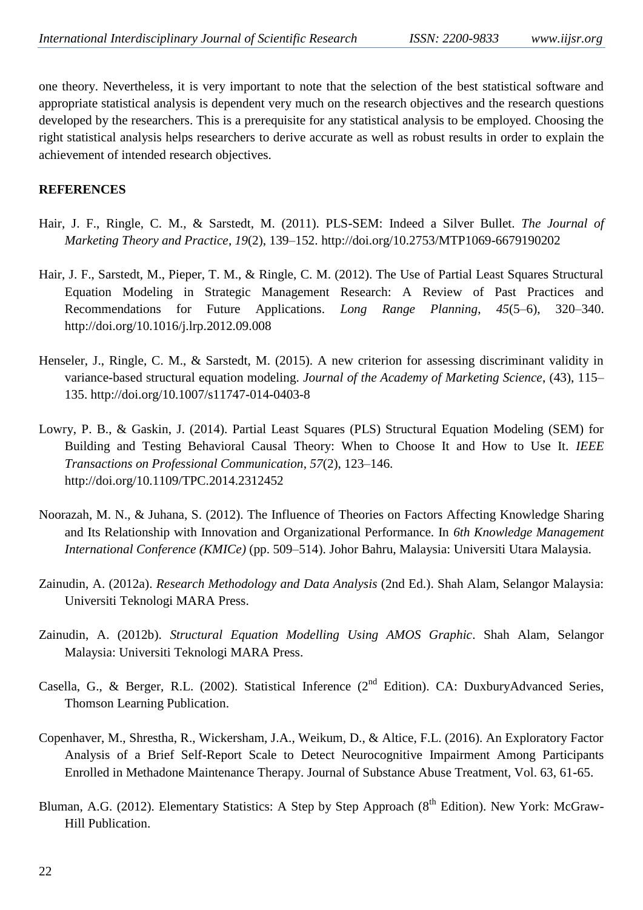one theory. Nevertheless, it is very important to note that the selection of the best statistical software and appropriate statistical analysis is dependent very much on the research objectives and the research questions developed by the researchers. This is a prerequisite for any statistical analysis to be employed. Choosing the right statistical analysis helps researchers to derive accurate as well as robust results in order to explain the achievement of intended research objectives.

**REFERENCES**

Hair, J. F., Ringle, C. M., & Sarstedt, M. (2011). PLS-SEM: Indeed a Silver Bullet. *The Journal of Marketing Theory and Practice*, *19*(2), 139–152. http://doi.org/10.2753/MTP1069-6679190202

Hair, J. F., Sarstedt, M., Pieper, T. M., & Ringle, C. M. (2012). The Use of Partial Least Squares Structural Equation Modeling in Strategic Management Research: A Review of Past Practices and Recommendations for Future Applications. *Long Range Planning*, *45*(5–6), 320–340. http://doi.org/10.1016/j.lrp.2012.09.008

Henseler, J., Ringle, C. M., & Sarstedt, M. (2015). A new criterion for assessing discriminant validity in variance-based structural equation modeling. *Journal of the Academy of Marketing Science*, (43), 115–135. http://doi.org/10.1007/s11747-014-0403-8

Lowry, P. B., & Gaskin, J. (2014). Partial Least Squares (PLS) Structural Equation Modeling (SEM) for Building and Testing Behavioral Causal Theory: When to Choose It and How to Use It. *IEEE Transactions on Professional Communication*, *57*(2), 123–146. http://doi.org/10.1109/TPC.2014.2312452

Noorazah, M. N., & Juhana, S. (2012). The Influence of Theories on Factors Affecting Knowledge Sharing and Its Relationship with Innovation and Organizational Performance. In *6th Knowledge Management International Conference (KMICe)* (pp. 509–514). Johor Bahru, Malaysia: Universiti Utara Malaysia.

Zainudin, A. (2012a). *Research Methodology and Data Analysis* (2nd Ed.). Shah Alam, Selangor Malaysia: Universiti Teknologi MARA Press.

Zainudin, A. (2012b). *Structural Equation Modelling Using AMOS Graphic*. Shah Alam, Selangor Malaysia: Universiti Teknologi MARA Press.

Casella, G., & Berger, R.L. (2002). Statistical Inference (2nd Edition). CA: DuxburyAdvanced Series, Thomson Learning Publication.

Copenhaver, M., Shrestha, R., Wickersham, J.A., Weikum, D., & Altice, F.L. (2016). An Exploratory Factor Analysis of a Brief Self-Report Scale to Detect Neurocognitive Impairment Among Participants Enrolled in Methadone Maintenance Therapy. Journal of Substance Abuse Treatment, Vol. 63, 61-65.

Bluman, A.G. (2012). Elementary Statistics: A Step by Step Approach (8th Edition). New York: McGraw-Hill Publication.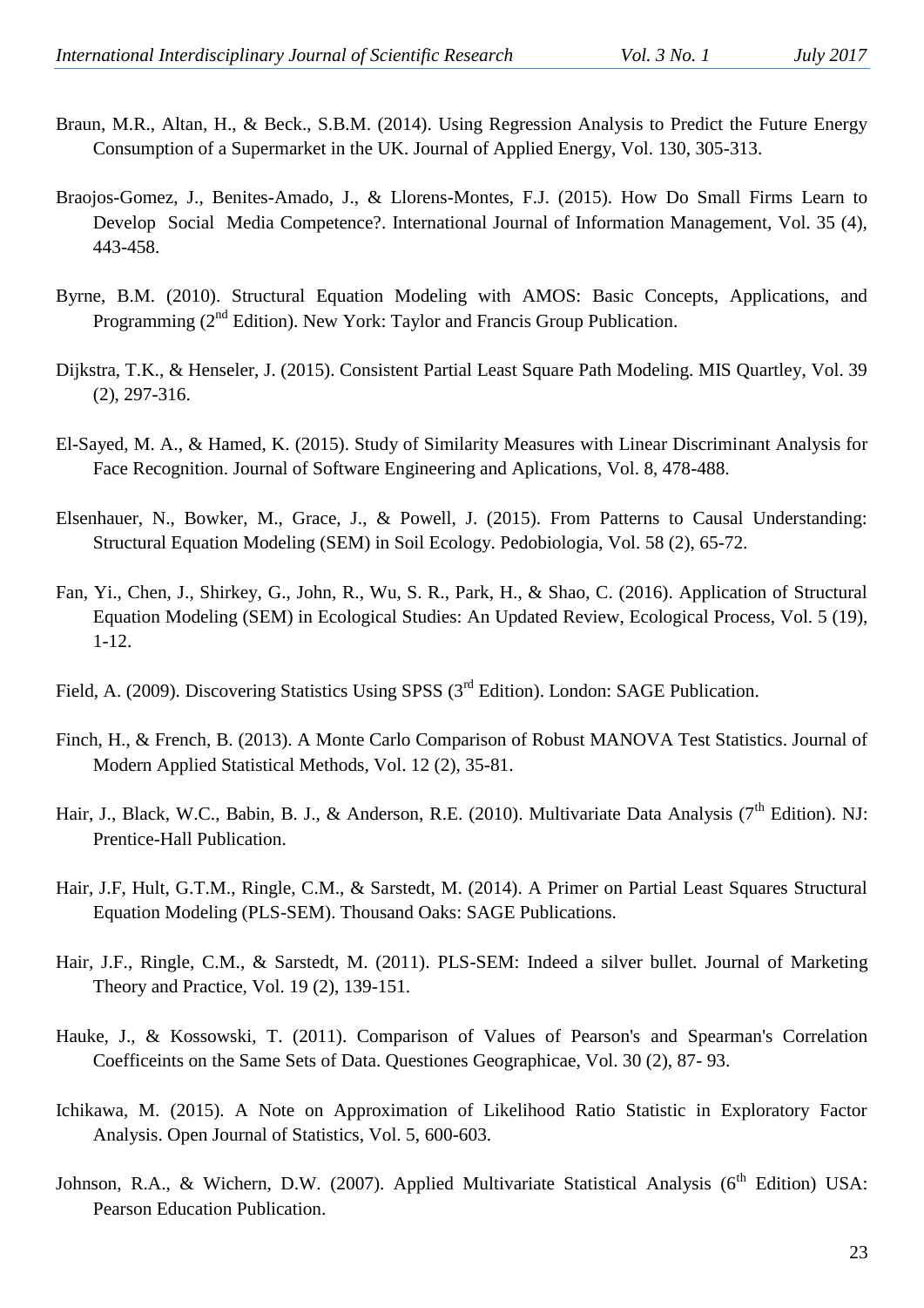Braun, M.R., Altan, H., & Beck., S.B.M. (2014). Using Regression Analysis to Predict the Future Energy Consumption of a Supermarket in the UK. Journal of Applied Energy, Vol. 130, 305-313.

Braojos-Gomez, J., Benites-Amado, J., & Llorens-Montes, F.J. (2015). How Do Small Firms Learn to Develop Social Media Competence?. International Journal of Information Management, Vol. 35 (4), 443-458.

Byrne, B.M. (2010). Structural Equation Modeling with AMOS: Basic Concepts, Applications, and Programming (2nd Edition). New York: Taylor and Francis Group Publication.

Dijkstra, T.K., & Henseler, J. (2015). Consistent Partial Least Square Path Modeling. MIS Quartley, Vol. 39 (2), 297-316.

El-Sayed, M. A., & Hamed, K. (2015). Study of Similarity Measures with Linear Discriminant Analysis for Face Recognition. Journal of Software Engineering and Aplications, Vol. 8, 478-488.

Elsenhauer, N., Bowker, M., Grace, J., & Powell, J. (2015). From Patterns to Causal Understanding: Structural Equation Modeling (SEM) in Soil Ecology. Pedobiologia, Vol. 58 (2), 65-72.

Fan, Yi., Chen, J., Shirkey, G., John, R., Wu, S. R., Park, H., & Shao, C. (2016). Application of Structural Equation Modeling (SEM) in Ecological Studies: An Updated Review, Ecological Process, Vol. 5 (19), 1-12.

Field, A. (2009). Discovering Statistics Using SPSS (3rd Edition). London: SAGE Publication.

Finch, H., & French, B. (2013). A Monte Carlo Comparison of Robust MANOVA Test Statistics. Journal of Modern Applied Statistical Methods, Vol. 12 (2), 35-81.

Hair, J., Black, W.C., Babin, B. J., & Anderson, R.E. (2010). Multivariate Data Analysis (7th Edition). NJ: Prentice-Hall Publication.

Hair, J.F, Hult, G.T.M., Ringle, C.M., & Sarstedt, M. (2014). A Primer on Partial Least Squares Structural Equation Modeling (PLS-SEM). Thousand Oaks: SAGE Publications.

Hair, J.F., Ringle, C.M., & Sarstedt, M. (2011). PLS-SEM: Indeed a silver bullet. Journal of Marketing Theory and Practice, Vol. 19 (2), 139-151.

Hauke, J., & Kossowski, T. (2011). Comparison of Values of Pearson's and Spearman's Correlation Coefficeints on the Same Sets of Data. Questiones Geographicae, Vol. 30 (2), 87- 93.

Ichikawa, M. (2015). A Note on Approximation of Likelihood Ratio Statistic in Exploratory Factor Analysis. Open Journal of Statistics, Vol. 5, 600-603.

Johnson, R.A., & Wichern, D.W. (2007). Applied Multivariate Statistical Analysis (6th Edition) USA: Pearson Education Publication.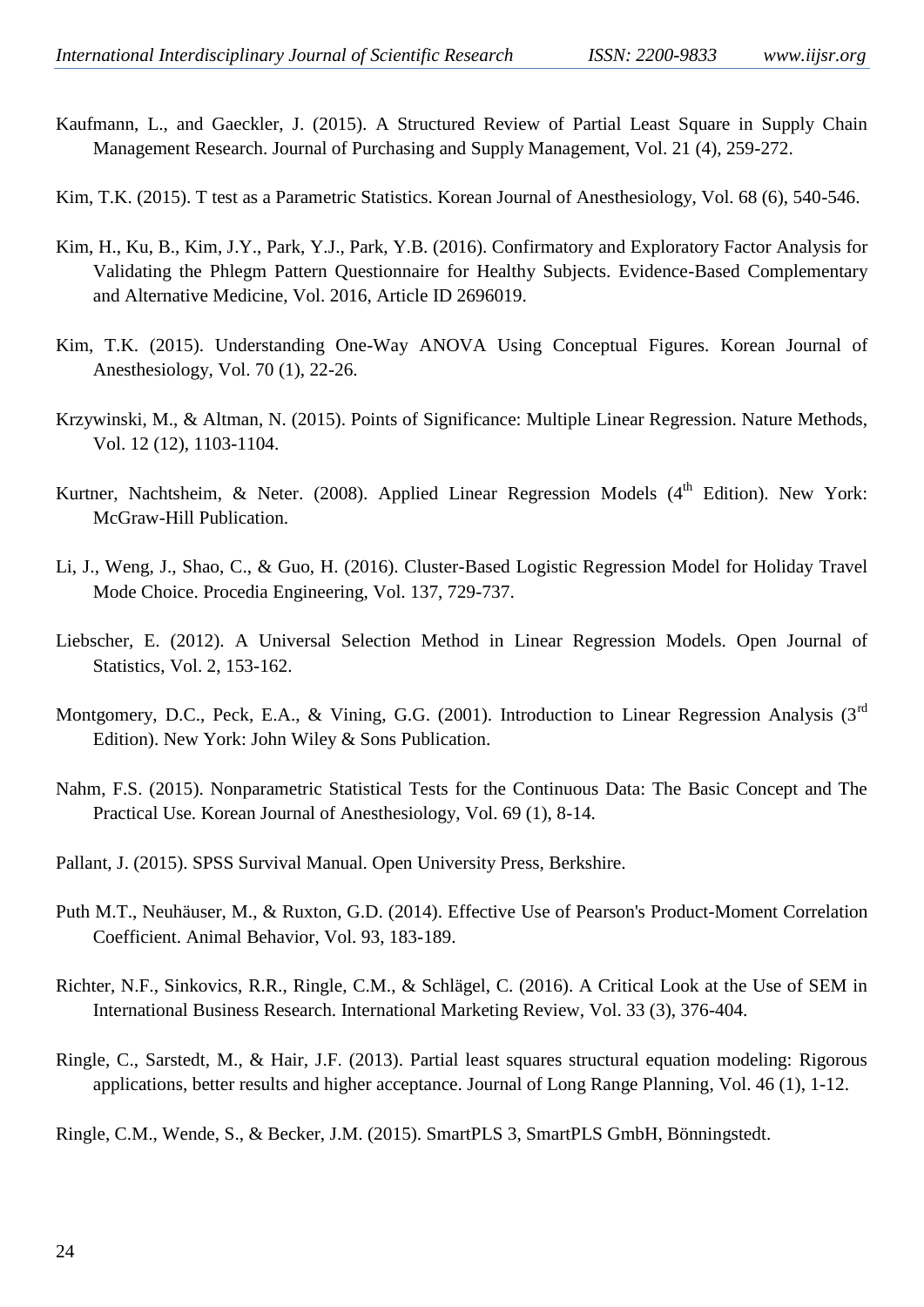Kaufmann, L., and Gaeckler, J. (2015). A Structured Review of Partial Least Square in Supply Chain Management Research. Journal of Purchasing and Supply Management, Vol. 21 (4), 259-272.

Kim, T.K. (2015). T test as a Parametric Statistics. Korean Journal of Anesthesiology, Vol. 68 (6), 540-546.

Kim, H., Ku, B., Kim, J.Y., Park, Y.J., Park, Y.B. (2016). Confirmatory and Exploratory Factor Analysis for Validating the Phlegm Pattern Questionnaire for Healthy Subjects. Evidence-Based Complementary and Alternative Medicine, Vol. 2016, Article ID 2696019.

Kim, T.K. (2015). Understanding One-Way ANOVA Using Conceptual Figures. Korean Journal of Anesthesiology, Vol. 70 (1), 22-26.

Krzywinski, M., & Altman, N. (2015). Points of Significance: Multiple Linear Regression. Nature Methods, Vol. 12 (12), 1103-1104.

Kurtner, Nachtsheim, & Neter. (2008). Applied Linear Regression Models (4th Edition). New York: McGraw-Hill Publication.

Li, J., Weng, J., Shao, C., & Guo, H. (2016). Cluster-Based Logistic Regression Model for Holiday Travel Mode Choice. Procedia Engineering, Vol. 137, 729-737.

Liebscher, E. (2012). A Universal Selection Method in Linear Regression Models. Open Journal of Statistics, Vol. 2, 153-162.

Montgomery, D.C., Peck, E.A., & Vining, G.G. (2001). Introduction to Linear Regression Analysis (3rd Edition). New York: John Wiley & Sons Publication.

Nahm, F.S. (2015). Nonparametric Statistical Tests for the Continuous Data: The Basic Concept and The Practical Use. Korean Journal of Anesthesiology, Vol. 69 (1), 8-14.

Pallant, J. (2015). SPSS Survival Manual. Open University Press, Berkshire.

Puth M.T., Neuhäuser, M., & Ruxton, G.D. (2014). Effective Use of Pearson's Product-Moment Correlation Coefficient. Animal Behavior, Vol. 93, 183-189.

Richter, N.F., Sinkovics, R.R., Ringle, C.M., & Schlägel, C. (2016). A Critical Look at the Use of SEM in International Business Research. International Marketing Review, Vol. 33 (3), 376-404.

Ringle, C., Sarstedt, M., & Hair, J.F. (2013). Partial least squares structural equation modeling: Rigorous applications, better results and higher acceptance. Journal of Long Range Planning, Vol. 46 (1), 1-12.

Ringle, C.M., Wende, S., & Becker, J.M. (2015). SmartPLS 3, SmartPLS GmbH, Bönningstedt.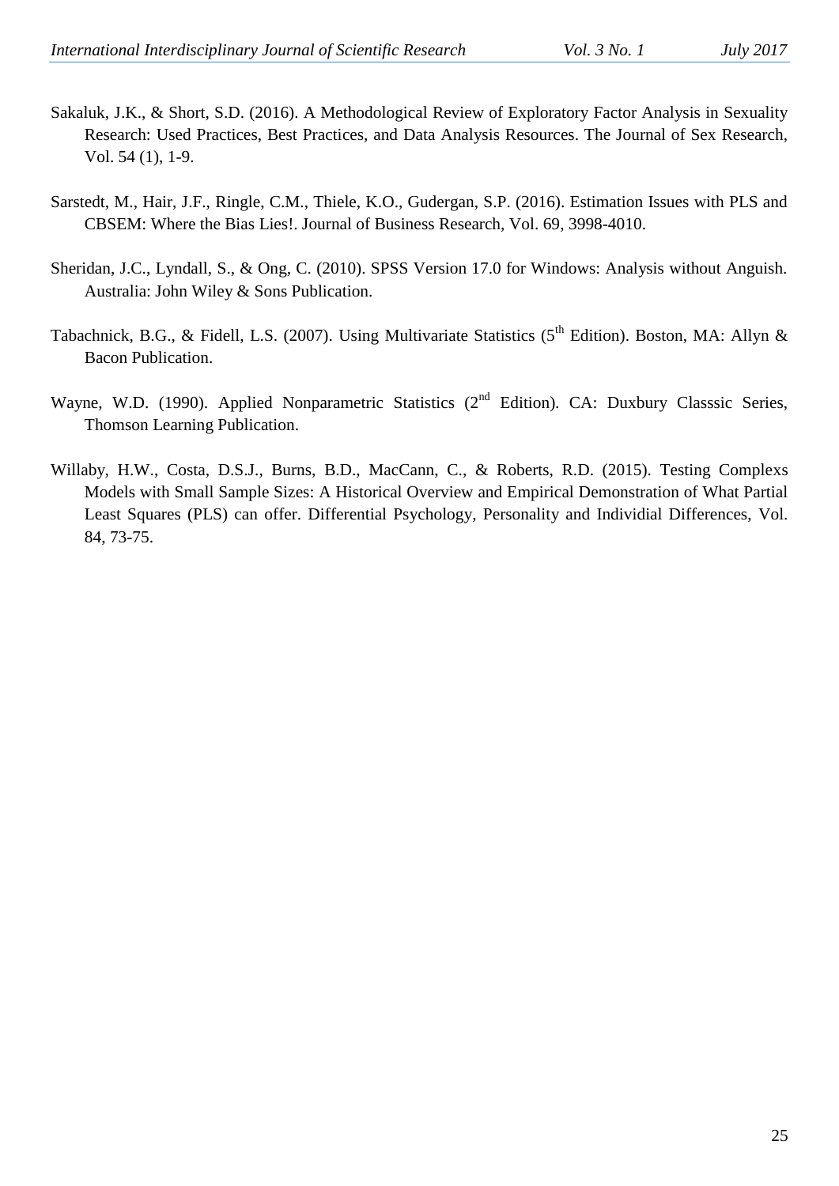Sakaluk, J.K., & Short, S.D. (2016). A Methodological Review of Exploratory Factor Analysis in Sexuality Research: Used Practices, Best Practices, and Data Analysis Resources. The Journal of Sex Research, Vol. 54 (1), 1-9.

Sarstedt, M., Hair, J.F., Ringle, C.M., Thiele, K.O., Gudergan, S.P. (2016). Estimation Issues with PLS and CBSEM: Where the Bias Lies!. Journal of Business Research, Vol. 69, 3998-4010.

Sheridan, J.C., Lyndall, S., & Ong, C. (2010). SPSS Version 17.0 for Windows: Analysis without Anguish. Australia: John Wiley & Sons Publication.

Tabachnick, B.G., & Fidell, L.S. (2007). Using Multivariate Statistics (5th Edition). Boston, MA: Allyn & Bacon Publication.

Wayne, W.D. (1990). Applied Nonparametric Statistics (2nd Edition). CA: Duxbury Classsic Series, Thomson Learning Publication.

Willaby, H.W., Costa, D.S.J., Burns, B.D., MacCann, C., & Roberts, R.D. (2015). Testing Complexs Models with Small Sample Sizes: A Historical Overview and Empirical Demonstration of What Partial Least Squares (PLS) can offer. Differential Psychology, Personality and Individial Differences, Vol. 84, 73-75.